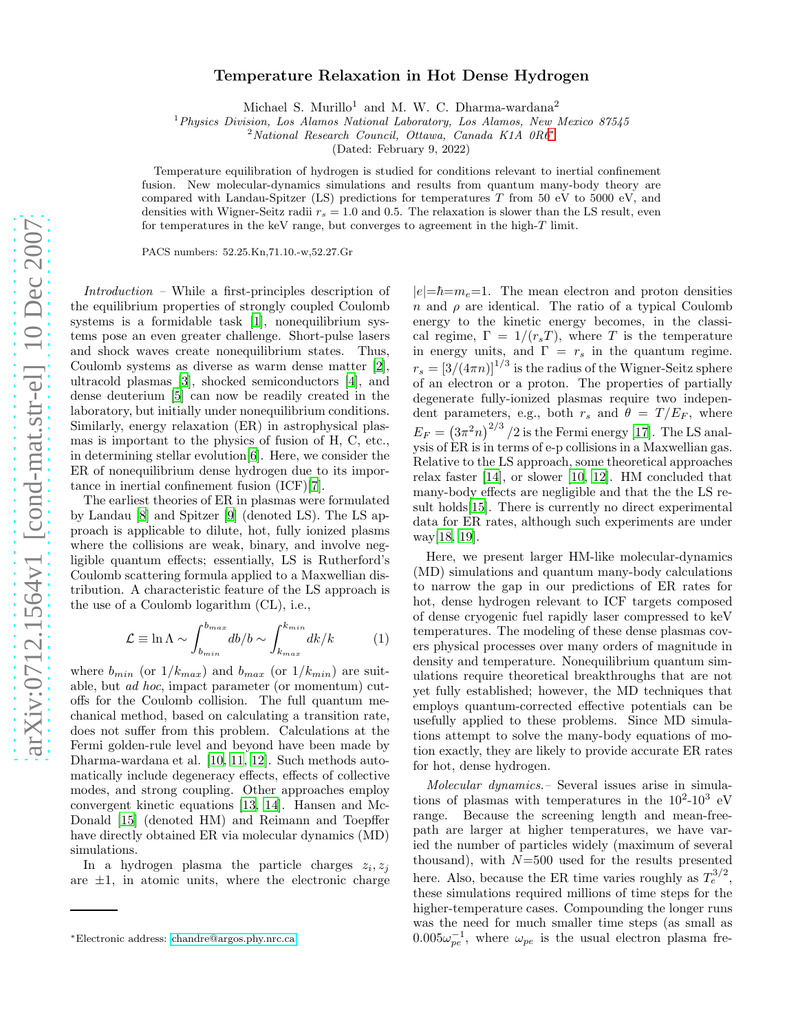# Temperature Relaxation in Hot Dense Hydrogen

Michael S. Murillo[1] and M. W. C. Dharma-wardana[2]

[1]*Physics Division, Los Alamos National Laboratory, Los Alamos, New Mexico 87545*
[2]*National Research Council, Ottawa, Canada K1A 0R6**

(Dated: February 9, 2022)

Temperature equilibration of hydrogen is studied for conditions relevant to inertial confinement fusion. New molecular-dynamics simulations and results from quantum many-body theory are compared with Landau-Spitzer (LS) predictions for temperatures $T$ from 50 eV to 5000 eV, and densities with Wigner-Seitz radii $r_s = 1.0$ and 0.5. The relaxation is slower than the LS result, even for temperatures in the keV range, but converges to agreement in the high-$T$ limit.

PACS numbers: 52.25.Kn,71.10.-w,52.27.Gr

*Introduction* – While a first-principles description of the equilibrium properties of strongly coupled Coulomb systems is a formidable task [1], nonequilibrium systems pose an even greater challenge. Short-pulse lasers and shock waves create nonequilibrium states. Thus, Coulomb systems as diverse as warm dense matter [2], ultracold plasmas [3], shocked semiconductors [4], and dense deuterium [5] can now be readily created in the laboratory, but initially under nonequilibrium conditions. Similarly, energy relaxation (ER) in astrophysical plasmas is important to the physics of fusion of H, C, etc., in determining stellar evolution[6]. Here, we consider the ER of nonequilibrium dense hydrogen due to its importance in inertial confinement fusion (ICF)[7].

The earliest theories of ER in plasmas were formulated by Landau [8] and Spitzer [9] (denoted LS). The LS approach is applicable to dilute, hot, fully ionized plasms where the collisions are weak, binary, and involve negligible quantum effects; essentially, LS is Rutherford's Coulomb scattering formula applied to a Maxwellian distribution. A characteristic feature of the LS approach is the use of a Coulomb logarithm (CL), i.e.,

$$\mathcal{L} \equiv \ln \Lambda \sim \int_{b_{min}}^{b_{max}} db/b \sim \int_{k_{max}}^{k_{min}} dk/k \tag{1}$$

where $b_{min}$ (or $1/k_{max}$) and $b_{max}$ (or $1/k_{min}$) are suitable, but *ad hoc*, impact parameter (or momentum) cutoffs for the Coulomb collision. The full quantum mechanical method, based on calculating a transition rate, does not suffer from this problem. Calculations at the Fermi golden-rule level and beyond have been made by Dharma-wardana et al. [10, 11, 12]. Such methods automatically include degeneracy effects, effects of collective modes, and strong coupling. Other approaches employ convergent kinetic equations [13, 14]. Hansen and McDonald [15] (denoted HM) and Reimann and Toepffer have directly obtained ER via molecular dynamics (MD) simulations.

In a hydrogen plasma the particle charges $z_i, z_j$ are $\pm 1$, in atomic units, where the electronic charge $|e|$=$\hbar$=$m_e$=1. The mean electron and proton densities $n$ and $\rho$ are identical. The ratio of a typical Coulomb energy to the kinetic energy becomes, in the classical regime, $\Gamma = 1/(r_s T)$, where $T$ is the temperature in energy units, and $\Gamma = r_s$ in the quantum regime. $r_s = [3/(4\pi n)]^{1/3}$ is the radius of the Wigner-Seitz sphere of an electron or a proton. The properties of partially degenerate fully-ionized plasmas require two independent parameters, e.g., both $r_s$ and $\theta = T/E_F$, where $E_F = \left(3\pi^2 n\right)^{2/3}/2$ is the Fermi energy [17]. The LS analysis of ER is in terms of e-p collisions in a Maxwellian gas. Relative to the LS approach, some theoretical approaches relax faster [14], or slower [10, 12]. HM concluded that many-body effects are negligible and that the the LS result holds[15]. There is currently no direct experimental data for ER rates, although such experiments are under way[18, 19].

Here, we present larger HM-like molecular-dynamics (MD) simulations and quantum many-body calculations to narrow the gap in our predictions of ER rates for hot, dense hydrogen relevant to ICF targets composed of dense cryogenic fuel rapidly laser compressed to keV temperatures. The modeling of these dense plasmas covers physical processes over many orders of magnitude in density and temperature. Nonequilibrium quantum simulations require theoretical breakthroughs that are not yet fully established; however, the MD techniques that employs quantum-corrected effective potentials can be usefully applied to these problems. Since MD simulations attempt to solve the many-body equations of motion exactly, they are likely to provide accurate ER rates for hot, dense hydrogen.

*Molecular dynamics.*– Several issues arise in simulations of plasmas with temperatures in the $10^2$-$10^3$ eV range. Because the screening length and mean-free-path are larger at higher temperatures, we have varied the number of particles widely (maximum of several thousand), with $N$=500 used for the results presented here. Also, because the ER time varies roughly as $T_e^{3/2}$, these simulations required millions of time steps for the higher-temperature cases. Compounding the longer runs was the need for much smaller time steps (as small as $0.005\omega_{pe}^{-1}$, where $\omega_{pe}$ is the usual electron plasma fre-

*Electronic address: chandre@argos.phy.nrc.ca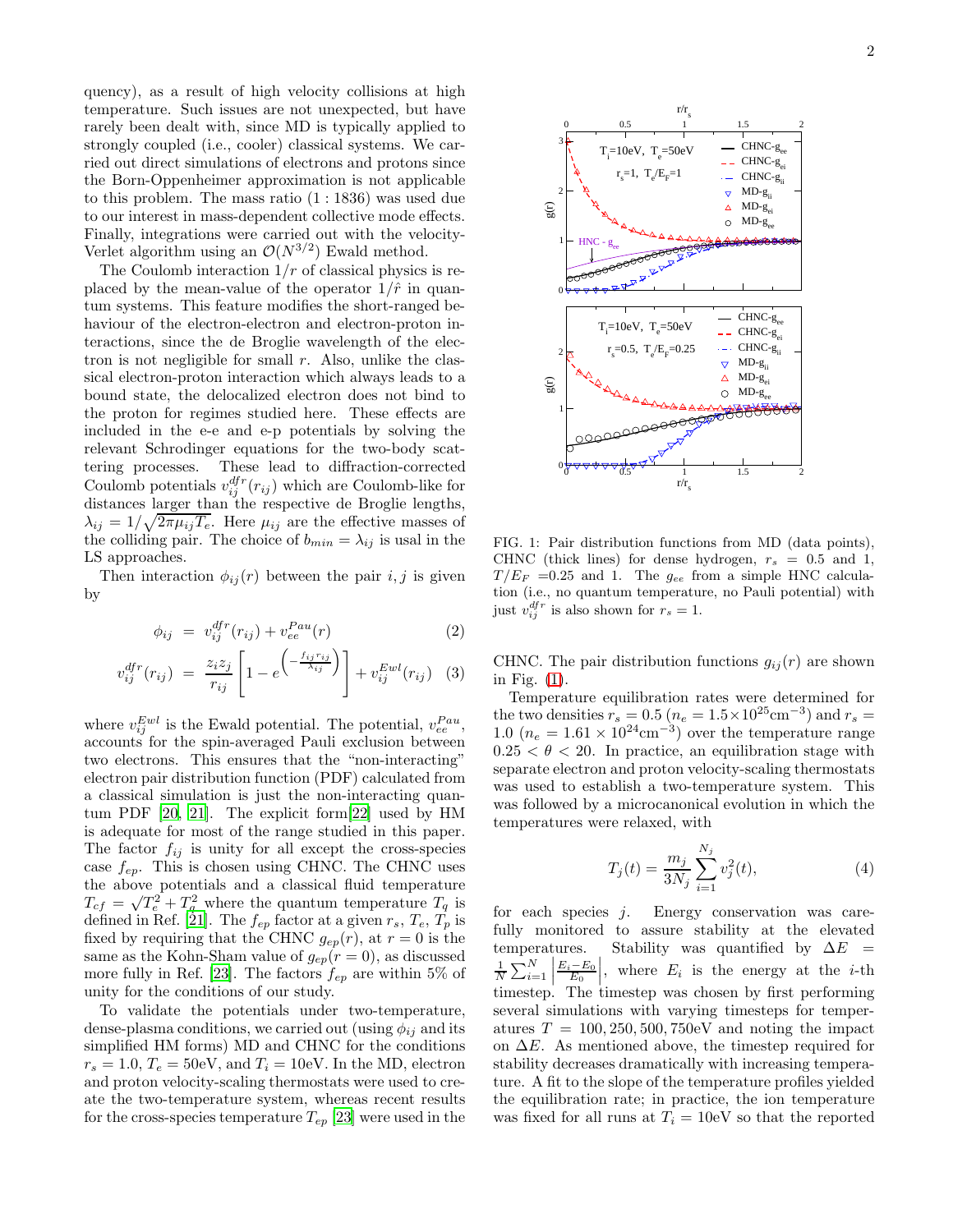quency), as a result of high velocity collisions at high temperature. Such issues are not unexpected, but have rarely been dealt with, since MD is typically applied to strongly coupled (i.e., cooler) classical systems. We carried out direct simulations of electrons and protons since the Born-Oppenheimer approximation is not applicable to this problem. The mass ratio (1 : 1836) was used due to our interest in mass-dependent collective mode effects. Finally, integrations were carried out with the velocity-Verlet algorithm using an $\mathcal{O}(N^{3/2})$ Ewald method.

The Coulomb interaction $1/r$ of classical physics is replaced by the mean-value of the operator $1/\hat{r}$ in quantum systems. This feature modifies the short-ranged behaviour of the electron-electron and electron-proton interactions, since the de Broglie wavelength of the electron is not negligible for small $r$. Also, unlike the classical electron-proton interaction which always leads to a bound state, the delocalized electron does not bind to the proton for regimes studied here. These effects are included in the e-e and e-p potentials by solving the relevant Schrodinger equations for the two-body scattering processes. These lead to diffraction-corrected Coulomb potentials $v_{ij}^{dfr}(r_{ij})$ which are Coulomb-like for distances larger than the respective de Broglie lengths, $\lambda_{ij} = 1/\sqrt{2\pi\mu_{ij}T_e}$. Here $\mu_{ij}$ are the effective masses of the colliding pair. The choice of $b_{min} = \lambda_{ij}$ is usal in the LS approaches.

Then interaction $\phi_{ij}(r)$ between the pair $i, j$ is given by

$$\phi_{ij} = v_{ij}^{dfr}(r_{ij}) + v_{ee}^{Pau}(r) \tag{2}$$

$$v_{ij}^{dfr}(r_{ij}) = \frac{z_i z_j}{r_{ij}}\left[1 - e^{\left(-\frac{f_{ij} r_{ij}}{\lambda_{ij}}\right)}\right] + v_{ij}^{Ewl}(r_{ij}) \tag{3}$$

where $v_{ij}^{Ewl}$ is the Ewald potential. The potential, $v_{ee}^{Pau}$, accounts for the spin-averaged Pauli exclusion between two electrons. This ensures that the "non-interacting" electron pair distribution function (PDF) calculated from a classical simulation is just the non-interacting quantum PDF [20, 21]. The explicit form[22] used by HM is adequate for most of the range studied in this paper. The factor $f_{ij}$ is unity for all except the cross-species case $f_{ep}$. This is chosen using CHNC. The CHNC uses the above potentials and a classical fluid temperature $T_{cf} = \sqrt{T_e^2 + T_q^2}$ where the quantum temperature $T_q$ is defined in Ref. [21]. The $f_{ep}$ factor at a given $r_s$, $T_e$, $T_p$ is fixed by requiring that the CHNC $g_{ep}(r)$, at $r = 0$ is the same as the Kohn-Sham value of $g_{ep}(r = 0)$, as discussed more fully in Ref. [23]. The factors $f_{ep}$ are within 5% of unity for the conditions of our study.

To validate the potentials under two-temperature, dense-plasma conditions, we carried out (using $\phi_{ij}$ and its simplified HM forms) MD and CHNC for the conditions $r_s = 1.0$, $T_e = 50$eV, and $T_i = 10$eV. In the MD, electron and proton velocity-scaling thermostats were used to create the two-temperature system, whereas recent results for the cross-species temperature $T_{ep}$ [23] were used in the CHNC. The pair distribution functions $g_{ij}(r)$ are shown in Fig. (1).

FIG. 1: Pair distribution functions from MD (data points), CHNC (thick lines) for dense hydrogen, $r_s = 0.5$ and 1, $T/E_F$ =0.25 and 1. The $g_{ee}$ from a simple HNC calculation (i.e., no quantum temperature, no Pauli potential) with just $v_{ij}^{dfr}$ is also shown for $r_s = 1$.

Temperature equilibration rates were determined for the two densities $r_s = 0.5$ ($n_e = 1.5\times10^{25}$cm$^{-3}$) and $r_s = 1.0$ ($n_e = 1.61 \times 10^{24}$cm$^{-3}$) over the temperature range $0.25 < \theta < 20$. In practice, an equilibration stage with separate electron and proton velocity-scaling thermostats was used to establish a two-temperature system. This was followed by a microcanonical evolution in which the temperatures were relaxed, with

$$T_j(t) = \frac{m_j}{3N_j}\sum_{i=1}^{N_j} v_j^2(t), \tag{4}$$

for each species $j$. Energy conservation was carefully monitored to assure stability at the elevated temperatures. Stability was quantified by $\Delta E = \frac{1}{N}\sum_{i=1}^{N}\left|\frac{E_i - E_0}{E_0}\right|$, where $E_i$ is the energy at the $i$-th timestep. The timestep was chosen by first performing several simulations with varying timesteps for temperatures $T = 100, 250, 500, 750$eV and noting the impact on $\Delta E$. As mentioned above, the timestep required for stability decreases dramatically with increasing temperature. A fit to the slope of the temperature profiles yielded the equilibration rate; in practice, the ion temperature was fixed for all runs at $T_i = 10$eV so that the reported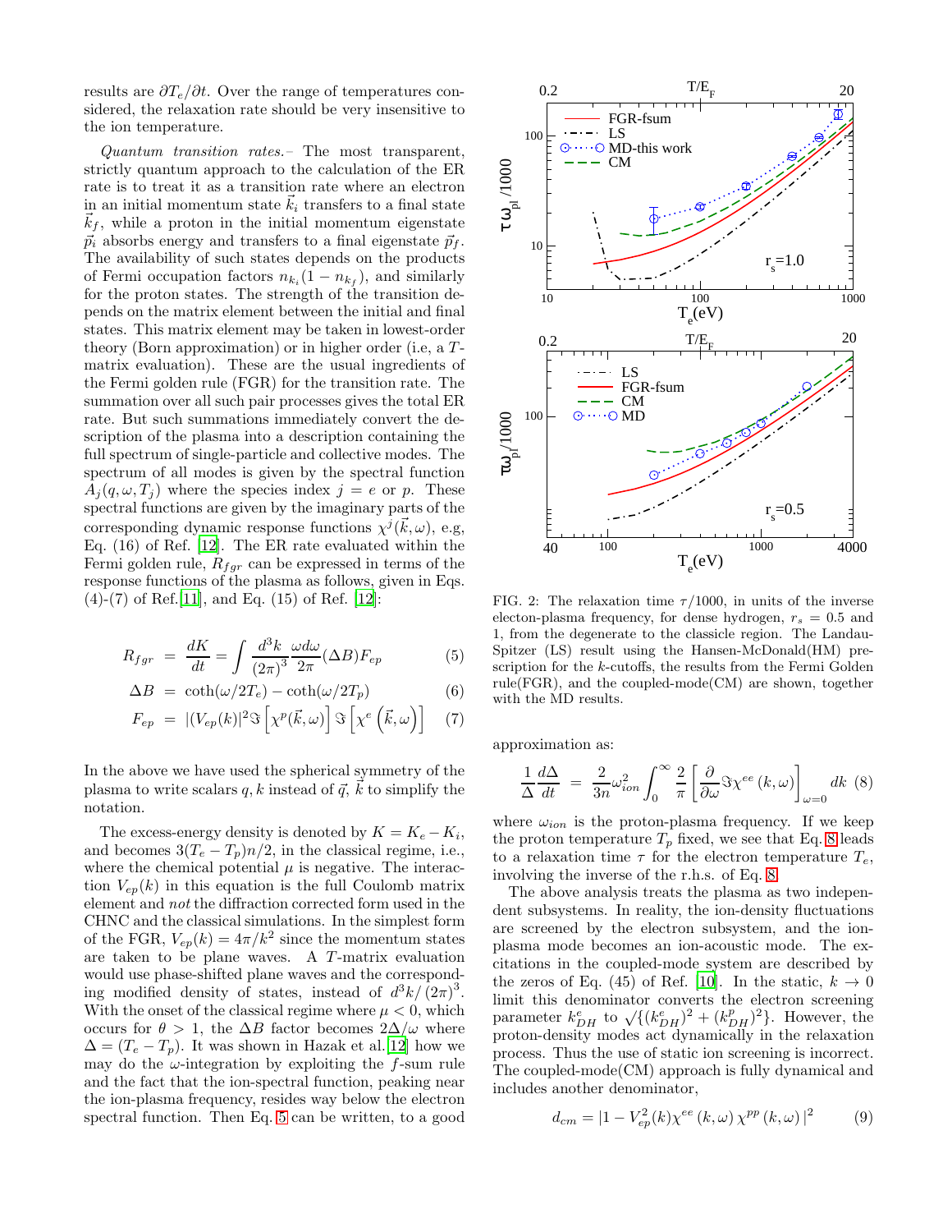results are $\partial T_e/\partial t$. Over the range of temperatures considered, the relaxation rate should be very insensitive to the ion temperature.

*Quantum transition rates.–* The most transparent, strictly quantum approach to the calculation of the ER rate is to treat it as a transition rate where an electron in an initial momentum state $\vec{k}_i$ transfers to a final state $\vec{k}_f$, while a proton in the initial momentum eigenstate $\vec{p}_i$ absorbs energy and transfers to a final eigenstate $\vec{p}_f$. The availability of such states depends on the products of Fermi occupation factors $n_{k_i}(1-n_{k_f})$, and similarly for the proton states. The strength of the transition depends on the matrix element between the initial and final states. This matrix element may be taken in lowest-order theory (Born approximation) or in higher order (i.e, a $T$-matrix evaluation). These are the usual ingredients of the Fermi golden rule (FGR) for the transition rate. The summation over all such pair processes gives the total ER rate. But such summations immediately convert the description of the plasma into a description containing the full spectrum of single-particle and collective modes. The spectrum of all modes is given by the spectral function $A_j(q,\omega,T_j)$ where the species index $j = e$ or $p$. These spectral functions are given by the imaginary parts of the corresponding dynamic response functions $\chi^j(\vec{k},\omega)$, e.g, Eq. (16) of Ref. [12]. The ER rate evaluated within the Fermi golden rule, $R_{fgr}$ can be expressed in terms of the response functions of the plasma as follows, given in Eqs. (4)-(7) of Ref.[11], and Eq. (15) of Ref. [12]:

$$R_{fgr} = \frac{dK}{dt} = \int \frac{d^3k}{(2\pi)^3}\frac{\omega d\omega}{2\pi}(\Delta B)F_{ep} \quad (5)$$

$$\Delta B = \coth(\omega/2T_e) - \coth(\omega/2T_p) \quad (6)$$

$$F_{ep} = |(V_{ep}(k)|^2 \Im\left[\chi^p(\vec{k},\omega)\right]\Im\left[\chi^e\left(\vec{k},\omega\right)\right] \quad (7)$$

In the above we have used the spherical symmetry of the plasma to write scalars $q, k$ instead of $\vec{q}$, $\vec{k}$ to simplify the notation.

The excess-energy density is denoted by $K = K_e - K_i$, and becomes $3(T_e - T_p)n/2$, in the classical regime, i.e., where the chemical potential $\mu$ is negative. The interaction $V_{ep}(k)$ in this equation is the full Coulomb matrix element and *not* the diffraction corrected form used in the CHNC and the classical simulations. In the simplest form of the FGR, $V_{ep}(k) = 4\pi/k^2$ since the momentum states are taken to be plane waves. A $T$-matrix evaluation would use phase-shifted plane waves and the corresponding modified density of states, instead of $d^3k/(2\pi)^3$. With the onset of the classical regime where $\mu < 0$, which occurs for $\theta > 1$, the $\Delta B$ factor becomes $2\Delta/\omega$ where $\Delta = (T_e - T_p)$. It was shown in Hazak et al.[12] how we may do the $\omega$-integration by exploiting the $f$-sum rule and the fact that the ion-spectral function, peaking near the ion-plasma frequency, resides way below the electron spectral function. Then Eq. 5 can be written, to a good approximation as:

$$\frac{1}{\Delta}\frac{d\Delta}{dt} = \frac{2}{3n}\omega_{ion}^2\int_0^\infty \frac{2}{\pi}\left[\frac{\partial}{\partial\omega}\Im\chi^{ee}(k,\omega)\right]_{\omega=0} dk \quad (8)$$

where $\omega_{ion}$ is the proton-plasma frequency. If we keep the proton temperature $T_p$ fixed, we see that Eq. 8 leads to a relaxation time $\tau$ for the electron temperature $T_e$, involving the inverse of the r.h.s. of Eq. 8.

The above analysis treats the plasma as two independent subsystems. In reality, the ion-density fluctuations are screened by the electron subsystem, and the ion-plasma mode becomes an ion-acoustic mode. The excitations in the coupled-mode system are described by the zeros of Eq. (45) of Ref. [10]. In the static, $k \to 0$ limit this denominator converts the electron screening parameter $k^e_{DH}$ to $\sqrt{\{(k^e_{DH})^2 + (k^p_{DH})^2\}}$. However, the proton-density modes act dynamically in the relaxation process. Thus the use of static ion screening is incorrect. The coupled-mode(CM) approach is fully dynamical and includes another denominator,

$$d_{cm} = |1 - V_{ep}^2(k)\chi^{ee}(k,\omega)\chi^{pp}(k,\omega)|^2 \quad (9)$$

FIG. 2: The relaxation time $\tau/1000$, in units of the inverse electon-plasma frequency, for dense hydrogen, $r_s = 0.5$ and 1, from the degenerate to the classicle region. The Landau-Spitzer (LS) result using the Hansen-McDonald(HM) prescription for the $k$-cutoffs, the results from the Fermi Golden rule(FGR), and the coupled-mode(CM) are shown, together with the MD results.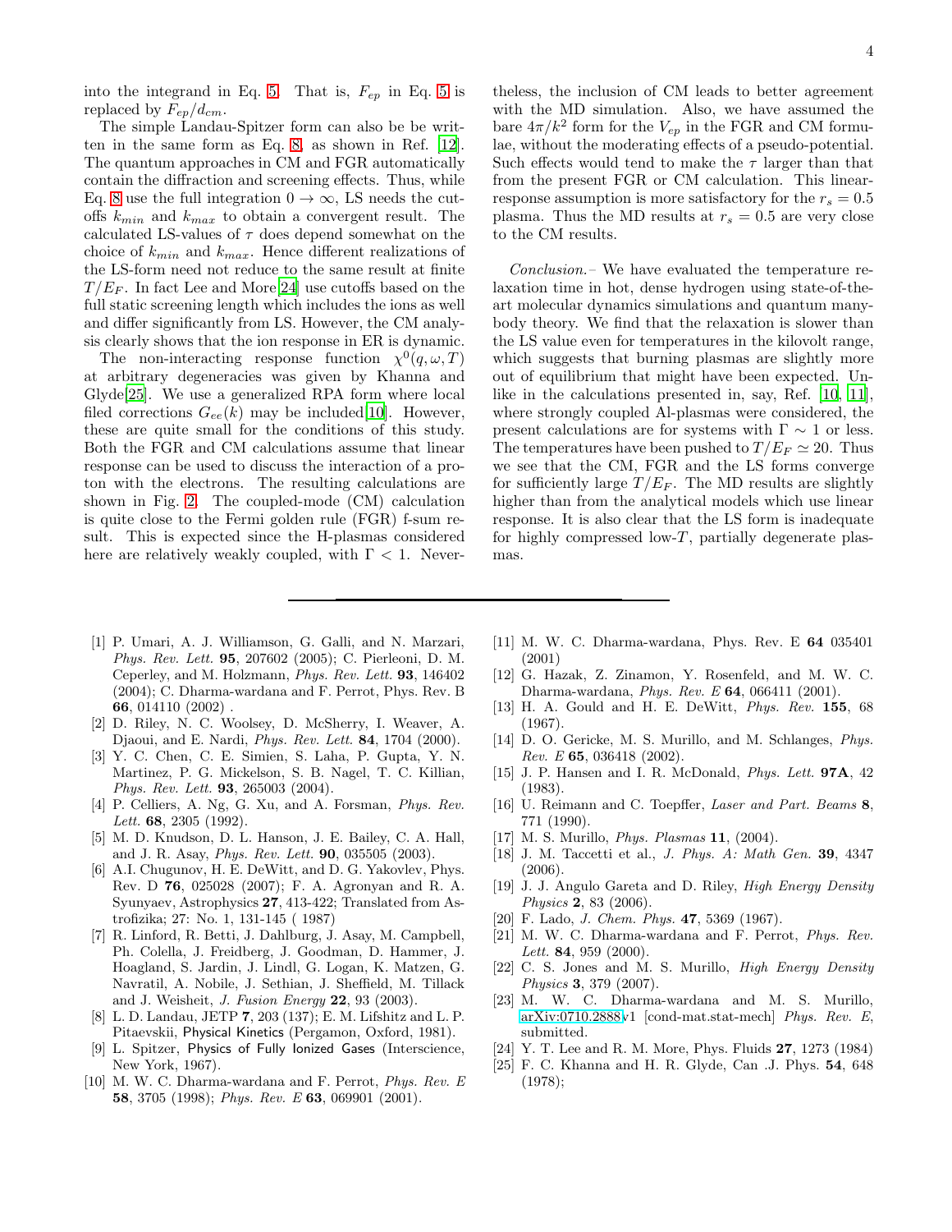into the integrand in Eq. 5. That is, $F_{ep}$ in Eq. 5 is replaced by $F_{ep}/d_{cm}$.

The simple Landau-Spitzer form can also be be written in the same form as Eq. 8, as shown in Ref. [12]. The quantum approaches in CM and FGR automatically contain the diffraction and screening effects. Thus, while Eq. 8 use the full integration $0 \to \infty$, LS needs the cutoffs $k_{min}$ and $k_{max}$ to obtain a convergent result. The calculated LS-values of $\tau$ does depend somewhat on the choice of $k_{min}$ and $k_{max}$. Hence different realizations of the LS-form need not reduce to the same result at finite $T/E_F$. In fact Lee and More[24] use cutoffs based on the full static screening length which includes the ions as well and differ significantly from LS. However, the CM analysis clearly shows that the ion response in ER is dynamic.

The non-interacting response function $\chi^0(q, \omega, T)$ at arbitrary degeneracies was given by Khanna and Glyde[25]. We use a generalized RPA form where local filed corrections $G_{ee}(k)$ may be included[10]. However, these are quite small for the conditions of this study. Both the FGR and CM calculations assume that linear response can be used to discuss the interaction of a proton with the electrons. The resulting calculations are shown in Fig. 2. The coupled-mode (CM) calculation is quite close to the Fermi golden rule (FGR) f-sum result. This is expected since the H-plasmas considered here are relatively weakly coupled, with $\Gamma < 1$. Nevertheless, the inclusion of CM leads to better agreement with the MD simulation. Also, we have assumed the bare $4\pi/k^2$ form for the $V_{ep}$ in the FGR and CM formulae, without the moderating effects of a pseudo-potential. Such effects would tend to make the $\tau$ larger than that from the present FGR or CM calculation. This linear-response assumption is more satisfactory for the $r_s = 0.5$ plasma. Thus the MD results at $r_s = 0.5$ are very close to the CM results.

*Conclusion.*– We have evaluated the temperature relaxation time in hot, dense hydrogen using state-of-the-art molecular dynamics simulations and quantum many-body theory. We find that the relaxation is slower than the LS value even for temperatures in the kilovolt range, which suggests that burning plasmas are slightly more out of equilibrium that might have been expected. Unlike in the calculations presented in, say, Ref. [10, 11], where strongly coupled Al-plasmas were considered, the present calculations are for systems with $\Gamma \sim 1$ or less. The temperatures have been pushed to $T/E_F \simeq 20$. Thus we see that the CM, FGR and the LS forms converge for sufficiently large $T/E_F$. The MD results are slightly higher than from the analytical models which use linear response. It is also clear that the LS form is inadequate for highly compressed low-$T$, partially degenerate plasmas.

---

[1] P. Umari, A. J. Williamson, G. Galli, and N. Marzari, *Phys. Rev. Lett.* **95**, 207602 (2005); C. Pierleoni, D. M. Ceperley, and M. Holzmann, *Phys. Rev. Lett.* **93**, 146402 (2004); C. Dharma-wardana and F. Perrot, Phys. Rev. B **66**, 014110 (2002) .

[2] D. Riley, N. C. Woolsey, D. McSherry, I. Weaver, A. Djaoui, and E. Nardi, *Phys. Rev. Lett.* **84**, 1704 (2000).

[3] Y. C. Chen, C. E. Simien, S. Laha, P. Gupta, Y. N. Martinez, P. G. Mickelson, S. B. Nagel, T. C. Killian, *Phys. Rev. Lett.* **93**, 265003 (2004).

[4] P. Celliers, A. Ng, G. Xu, and A. Forsman, *Phys. Rev. Lett.* **68**, 2305 (1992).

[5] M. D. Knudson, D. L. Hanson, J. E. Bailey, C. A. Hall, and J. R. Asay, *Phys. Rev. Lett.* **90**, 035505 (2003).

[6] A.I. Chugunov, H. E. DeWitt, and D. G. Yakovlev, Phys. Rev. D **76**, 025028 (2007); F. A. Agronyan and R. A. Syunyaev, Astrophysics **27**, 413-422; Translated from Astrofizika; 27: No. 1, 131-145 ( 1987)

[7] R. Linford, R. Betti, J. Dahlburg, J. Asay, M. Campbell, Ph. Colella, J. Freidberg, J. Goodman, D. Hammer, J. Hoagland, S. Jardin, J. Lindl, G. Logan, K. Matzen, G. Navratil, A. Nobile, J. Sethian, J. Sheffield, M. Tillack and J. Weisheit, *J. Fusion Energy* **22**, 93 (2003).

[8] L. D. Landau, JETP **7**, 203 (137); E. M. Lifshitz and L. P. Pitaevskii, Physical Kinetics (Pergamon, Oxford, 1981).

[9] L. Spitzer, Physics of Fully Ionized Gases (Interscience, New York, 1967).

[10] M. W. C. Dharma-wardana and F. Perrot, *Phys. Rev. E* **58**, 3705 (1998); *Phys. Rev. E* **63**, 069901 (2001).

[11] M. W. C. Dharma-wardana, Phys. Rev. E **64** 035401 (2001)

[12] G. Hazak, Z. Zinamon, Y. Rosenfeld, and M. W. C. Dharma-wardana, *Phys. Rev. E* **64**, 066411 (2001).

[13] H. A. Gould and H. E. DeWitt, *Phys. Rev.* **155**, 68 (1967).

[14] D. O. Gericke, M. S. Murillo, and M. Schlanges, *Phys. Rev. E* **65**, 036418 (2002).

[15] J. P. Hansen and I. R. McDonald, *Phys. Lett.* **97A**, 42 (1983).

[16] U. Reimann and C. Toepffer, *Laser and Part. Beams* **8**, 771 (1990).

[17] M. S. Murillo, *Phys. Plasmas* **11**, (2004).

[18] J. M. Taccetti et al., *J. Phys. A: Math Gen.* **39**, 4347 (2006).

[19] J. J. Angulo Gareta and D. Riley, *High Energy Density Physics* **2**, 83 (2006).

[20] F. Lado, *J. Chem. Phys.* **47**, 5369 (1967).

[21] M. W. C. Dharma-wardana and F. Perrot, *Phys. Rev. Lett.* **84**, 959 (2000).

[22] C. S. Jones and M. S. Murillo, *High Energy Density Physics* **3**, 379 (2007).

[23] M. W. C. Dharma-wardana and M. S. Murillo, arXiv:0710.2888v1 [cond-mat.stat-mech] *Phys. Rev. E*, submitted.

[24] Y. T. Lee and R. M. More, Phys. Fluids **27**, 1273 (1984)

[25] F. C. Khanna and H. R. Glyde, Can .J. Phys. **54**, 648 (1978);